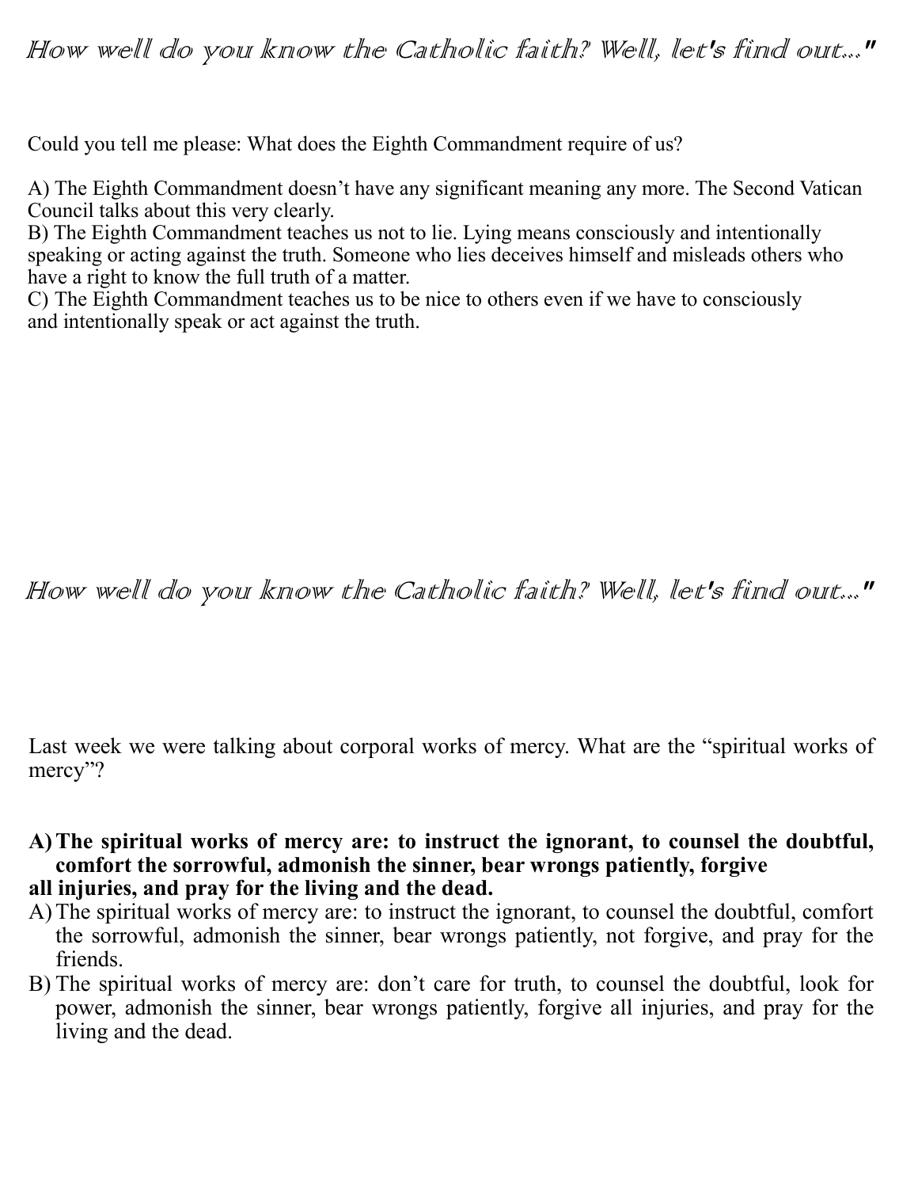*How well do you know the Catholic faith? Well, let's find out..."*

Could you tell me please: What does the Eighth Commandment require of us?

A) The Eighth Commandment doesn't have any significant meaning any more. The Second Vatican Council talks about this very clearly.
B) The Eighth Commandment teaches us not to lie. Lying means consciously and intentionally speaking or acting against the truth. Someone who lies deceives himself and misleads others who have a right to know the full truth of a matter.
C) The Eighth Commandment teaches us to be nice to others even if we have to consciously and intentionally speak or act against the truth.

*How well do you know the Catholic faith? Well, let's find out..."*

Last week we were talking about corporal works of mercy. What are the "spiritual works of mercy"?

A) **The spiritual works of mercy are: to instruct the ignorant, to counsel the doubtful, comfort the sorrowful, admonish the sinner, bear wrongs patiently, forgive all injuries, and pray for the living and the dead.**
A) The spiritual works of mercy are: to instruct the ignorant, to counsel the doubtful, comfort the sorrowful, admonish the sinner, bear wrongs patiently, not forgive, and pray for the friends.
B) The spiritual works of mercy are: don't care for truth, to counsel the doubtful, look for power, admonish the sinner, bear wrongs patiently, forgive all injuries, and pray for the living and the dead.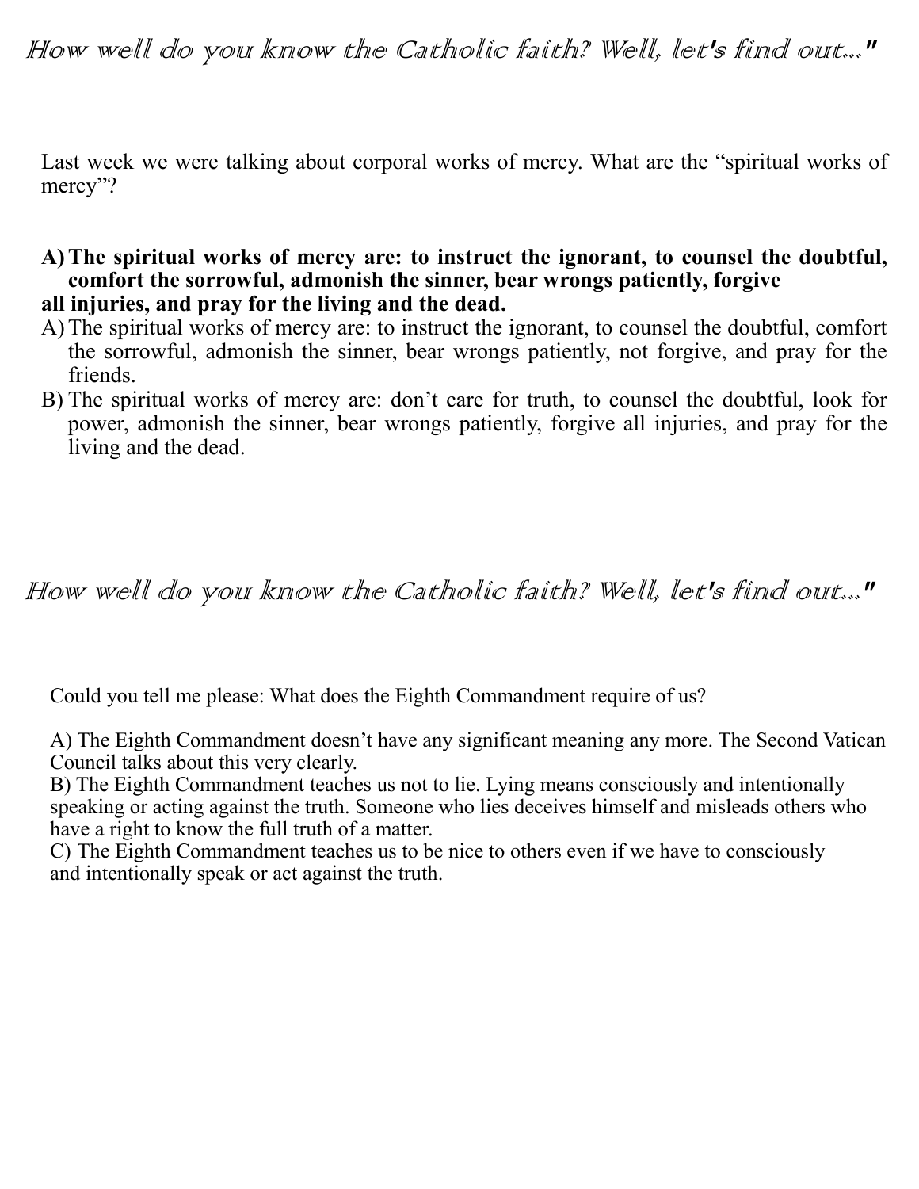*How well do you know the Catholic faith? Well, let's find out..."*

Last week we were talking about corporal works of mercy. What are the "spiritual works of mercy"?

A) **The spiritual works of mercy are: to instruct the ignorant, to counsel the doubtful, comfort the sorrowful, admonish the sinner, bear wrongs patiently, forgive all injuries, and pray for the living and the dead.**

A) The spiritual works of mercy are: to instruct the ignorant, to counsel the doubtful, comfort the sorrowful, admonish the sinner, bear wrongs patiently, not forgive, and pray for the friends.

B) The spiritual works of mercy are: don't care for truth, to counsel the doubtful, look for power, admonish the sinner, bear wrongs patiently, forgive all injuries, and pray for the living and the dead.

*How well do you know the Catholic faith? Well, let's find out..."*

Could you tell me please: What does the Eighth Commandment require of us?

A) The Eighth Commandment doesn't have any significant meaning any more. The Second Vatican Council talks about this very clearly.

B) The Eighth Commandment teaches us not to lie. Lying means consciously and intentionally speaking or acting against the truth. Someone who lies deceives himself and misleads others who have a right to know the full truth of a matter.

C) The Eighth Commandment teaches us to be nice to others even if we have to consciously and intentionally speak or act against the truth.